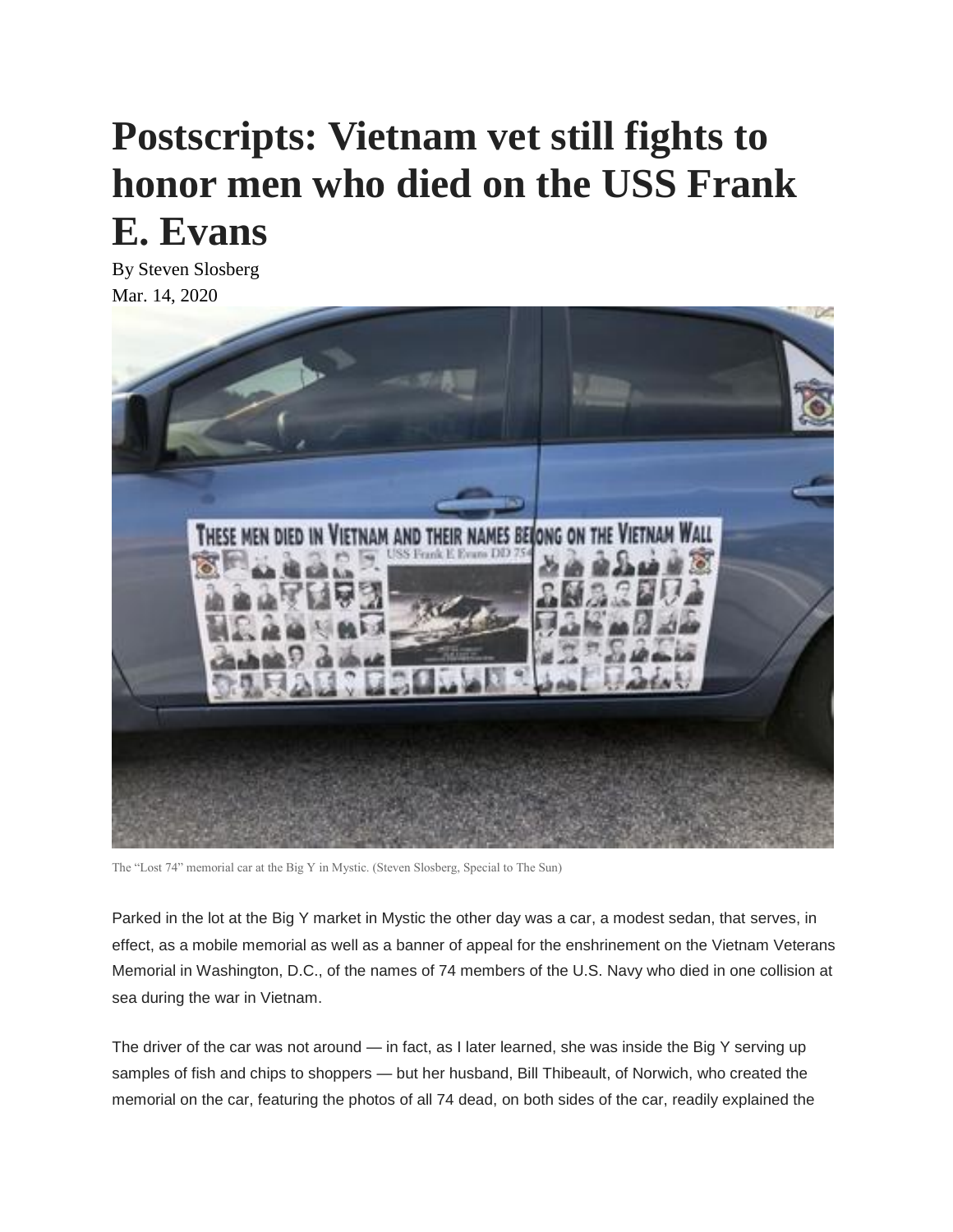# Postscripts: Vietnam vet still fights to honor men who died on the USS Frank E. Evans

By Steven Slosberg
Mar. 14, 2020

The "Lost 74" memorial car at the Big Y in Mystic. (Steven Slosberg, Special to The Sun)

Parked in the lot at the Big Y market in Mystic the other day was a car, a modest sedan, that serves, in effect, as a mobile memorial as well as a banner of appeal for the enshrinement on the Vietnam Veterans Memorial in Washington, D.C., of the names of 74 members of the U.S. Navy who died in one collision at sea during the war in Vietnam.

The driver of the car was not around — in fact, as I later learned, she was inside the Big Y serving up samples of fish and chips to shoppers — but her husband, Bill Thibeault, of Norwich, who created the memorial on the car, featuring the photos of all 74 dead, on both sides of the car, readily explained the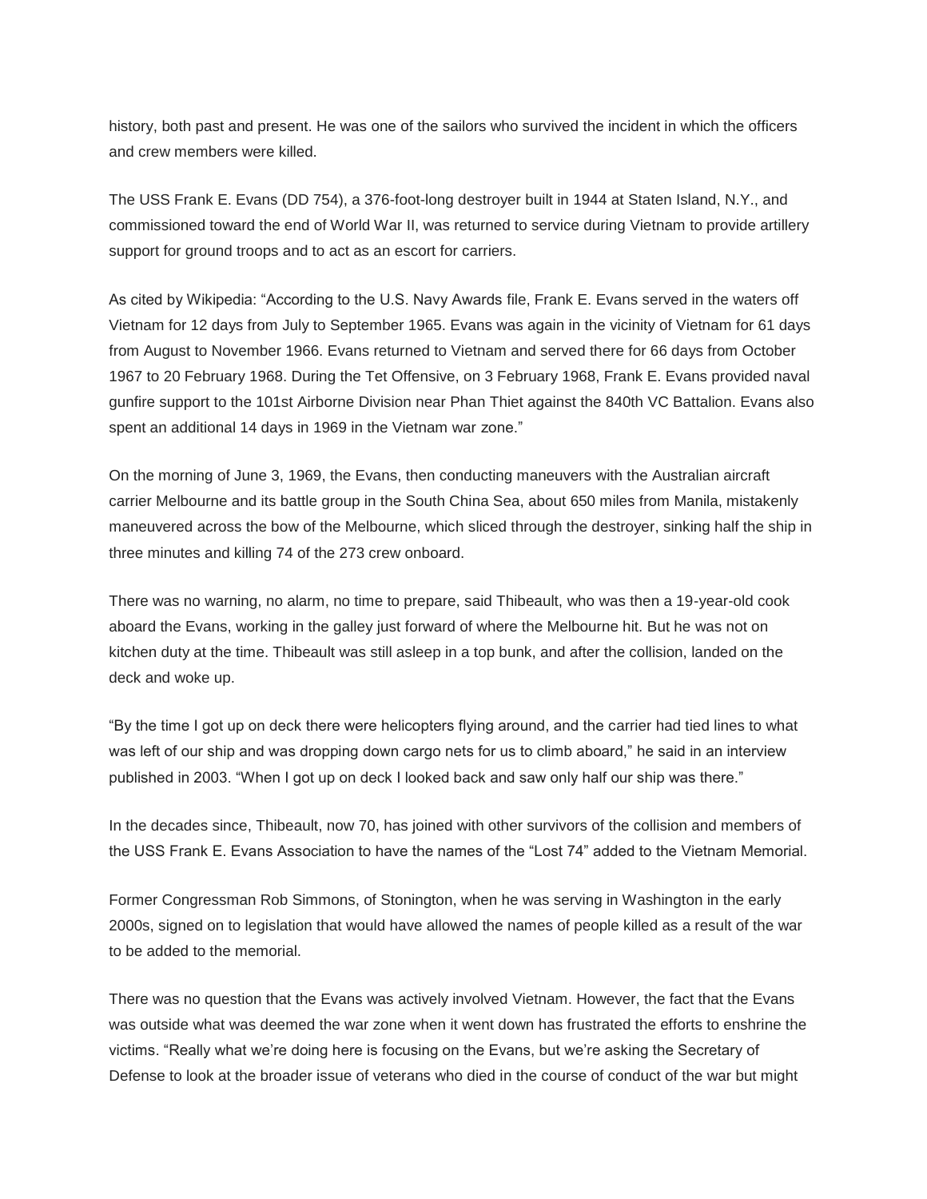history, both past and present. He was one of the sailors who survived the incident in which the officers and crew members were killed.

The USS Frank E. Evans (DD 754), a 376-foot-long destroyer built in 1944 at Staten Island, N.Y., and commissioned toward the end of World War II, was returned to service during Vietnam to provide artillery support for ground troops and to act as an escort for carriers.

As cited by Wikipedia: "According to the U.S. Navy Awards file, Frank E. Evans served in the waters off Vietnam for 12 days from July to September 1965. Evans was again in the vicinity of Vietnam for 61 days from August to November 1966. Evans returned to Vietnam and served there for 66 days from October 1967 to 20 February 1968. During the Tet Offensive, on 3 February 1968, Frank E. Evans provided naval gunfire support to the 101st Airborne Division near Phan Thiet against the 840th VC Battalion. Evans also spent an additional 14 days in 1969 in the Vietnam war zone."

On the morning of June 3, 1969, the Evans, then conducting maneuvers with the Australian aircraft carrier Melbourne and its battle group in the South China Sea, about 650 miles from Manila, mistakenly maneuvered across the bow of the Melbourne, which sliced through the destroyer, sinking half the ship in three minutes and killing 74 of the 273 crew onboard.

There was no warning, no alarm, no time to prepare, said Thibeault, who was then a 19-year-old cook aboard the Evans, working in the galley just forward of where the Melbourne hit. But he was not on kitchen duty at the time. Thibeault was still asleep in a top bunk, and after the collision, landed on the deck and woke up.

"By the time I got up on deck there were helicopters flying around, and the carrier had tied lines to what was left of our ship and was dropping down cargo nets for us to climb aboard," he said in an interview published in 2003. "When I got up on deck I looked back and saw only half our ship was there."

In the decades since, Thibeault, now 70, has joined with other survivors of the collision and members of the USS Frank E. Evans Association to have the names of the "Lost 74" added to the Vietnam Memorial.

Former Congressman Rob Simmons, of Stonington, when he was serving in Washington in the early 2000s, signed on to legislation that would have allowed the names of people killed as a result of the war to be added to the memorial.

There was no question that the Evans was actively involved Vietnam. However, the fact that the Evans was outside what was deemed the war zone when it went down has frustrated the efforts to enshrine the victims. "Really what we're doing here is focusing on the Evans, but we're asking the Secretary of Defense to look at the broader issue of veterans who died in the course of conduct of the war but might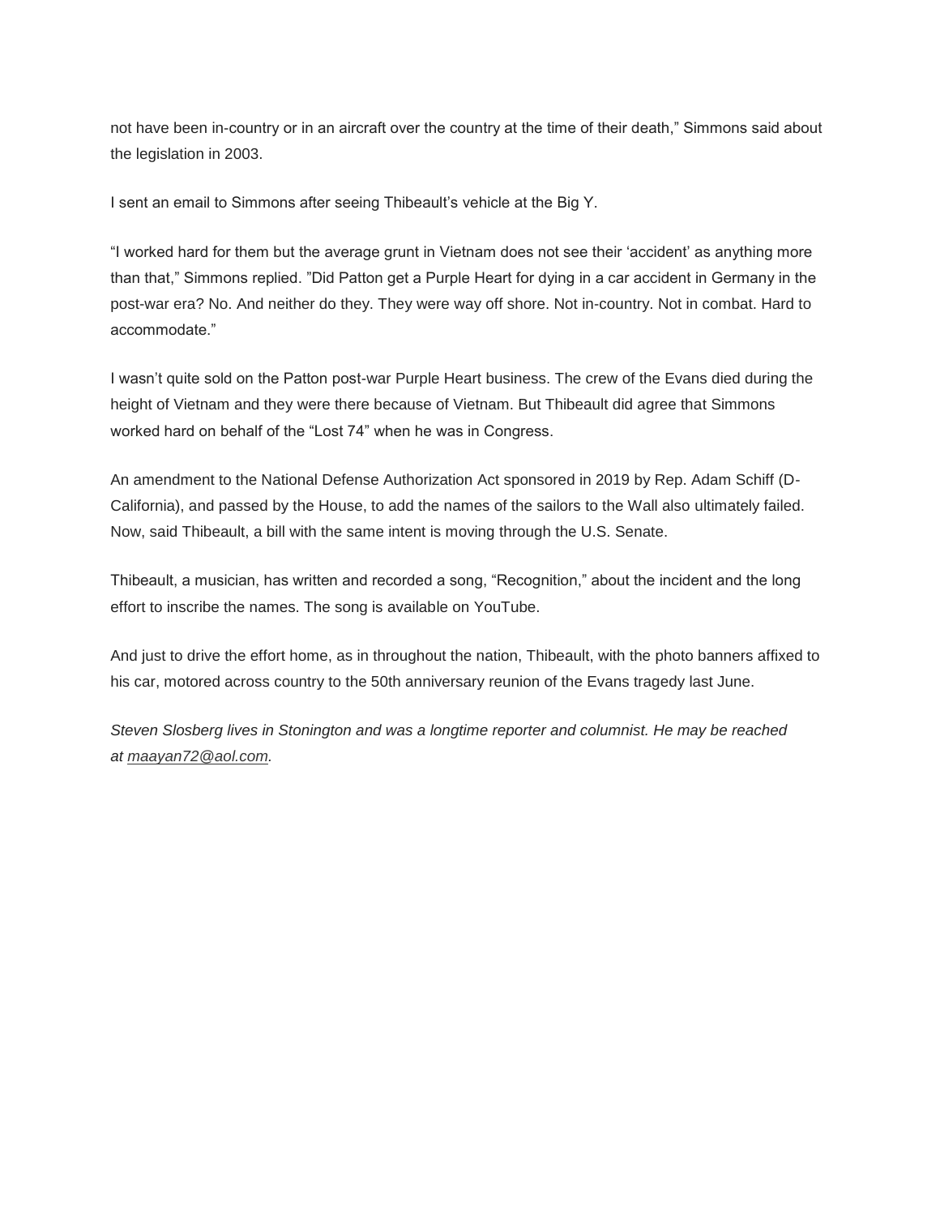not have been in-country or in an aircraft over the country at the time of their death," Simmons said about the legislation in 2003.

I sent an email to Simmons after seeing Thibeault's vehicle at the Big Y.

"I worked hard for them but the average grunt in Vietnam does not see their 'accident' as anything more than that," Simmons replied. "Did Patton get a Purple Heart for dying in a car accident in Germany in the post-war era? No. And neither do they. They were way off shore. Not in-country. Not in combat. Hard to accommodate."

I wasn't quite sold on the Patton post-war Purple Heart business. The crew of the Evans died during the height of Vietnam and they were there because of Vietnam. But Thibeault did agree that Simmons worked hard on behalf of the "Lost 74" when he was in Congress.

An amendment to the National Defense Authorization Act sponsored in 2019 by Rep. Adam Schiff (D-California), and passed by the House, to add the names of the sailors to the Wall also ultimately failed. Now, said Thibeault, a bill with the same intent is moving through the U.S. Senate.

Thibeault, a musician, has written and recorded a song, "Recognition," about the incident and the long effort to inscribe the names. The song is available on YouTube.

And just to drive the effort home, as in throughout the nation, Thibeault, with the photo banners affixed to his car, motored across country to the 50th anniversary reunion of the Evans tragedy last June.

*Steven Slosberg lives in Stonington and was a longtime reporter and columnist. He may be reached at maayan72@aol.com.*